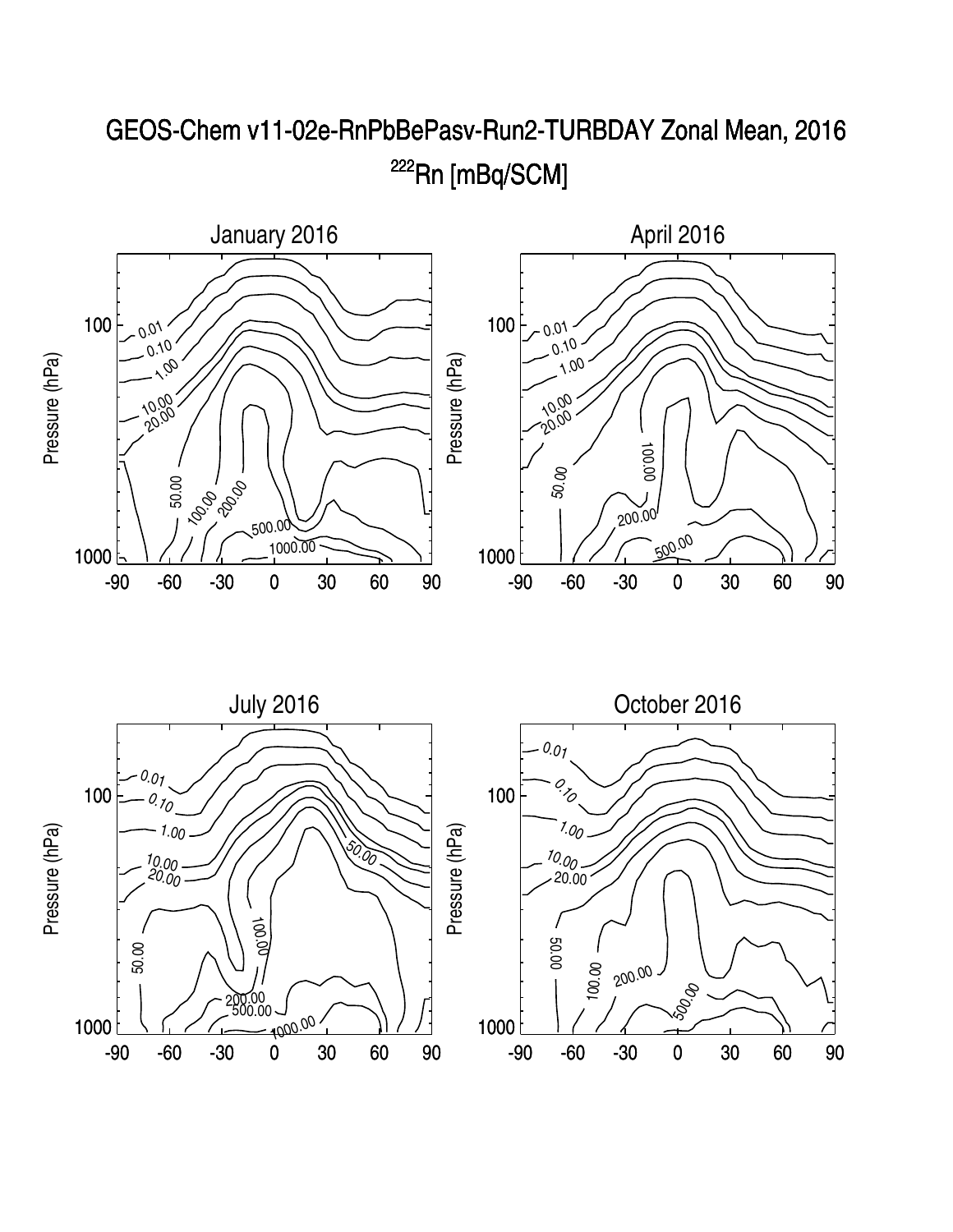# GEOS-Chem v11-02e-RnPbBePasv-Run2-TURBDAY Zonal Mean, 2016

## $^{222}$Rn [mBq/SCM]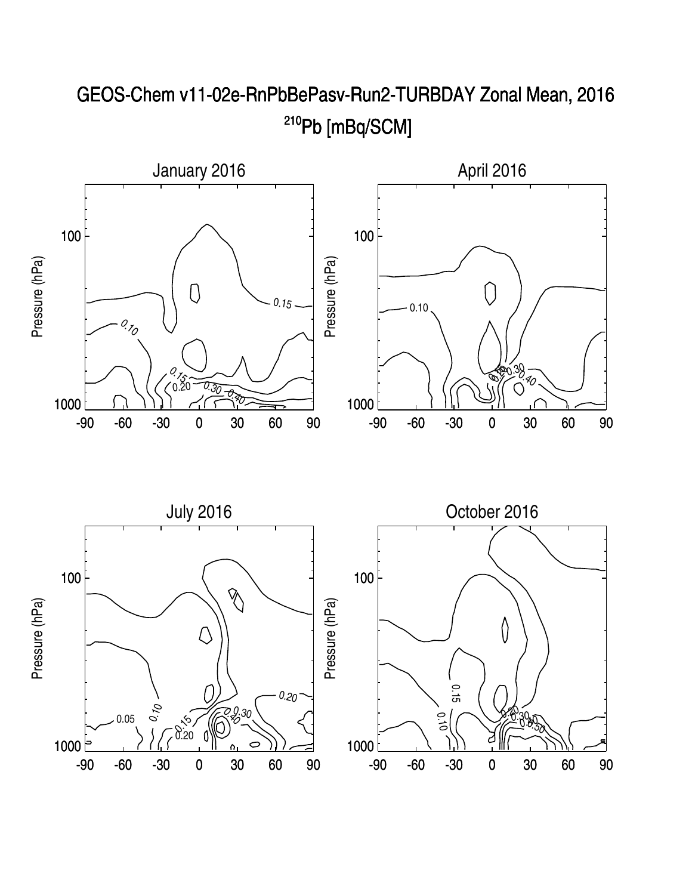# GEOS-Chem v11-02e-RnPbBePasv-Run2-TURBDAY Zonal Mean, 2016

## $^{210}$Pb [mBq/SCM]

### January 2016

### April 2016

### July 2016

### October 2016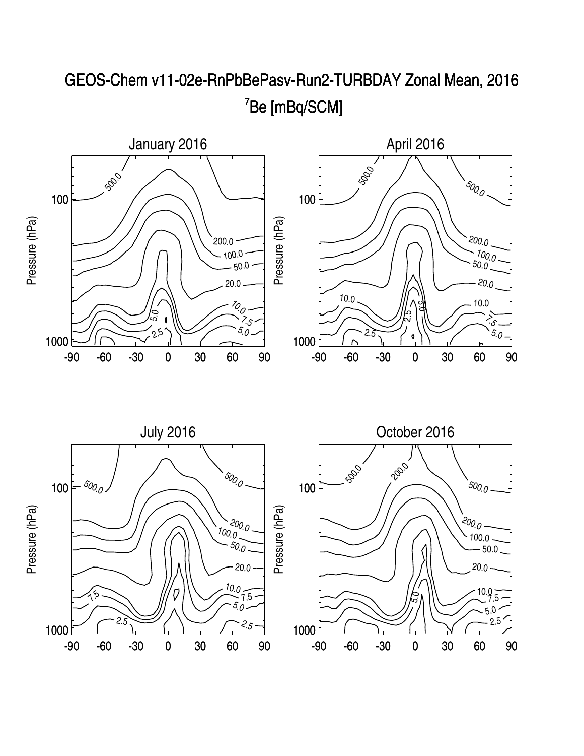GEOS-Chem v11-02e-RnPbBePasv-Run2-TURBDAY Zonal Mean, 2016

$^{7}$Be [mBq/SCM]

January 2016

Pressure (hPa)

100

1000

-90 -60 -30 0 30 60 90

500.0

200.0

100.0

50.0

20.0

10.0

7.5

5.0

5.0

2.5

April 2016

Pressure (hPa)

100

1000

-90 -60 -30 0 30 60 90

500.0

500.0

200.0

100.0

50.0

20.0

10.0

10.0

7.5

5.0

5.0

2.5

2.5

July 2016

Pressure (hPa)

100

1000

-90 -60 -30 0 30 60 90

500.0

500.0

200.0

100.0

50.0

20.0

10.0

7.5

7.5

5.0

2.5

2.5

October 2016

Pressure (hPa)

100

1000

-90 -60 -30 0 30 60 90

500.0

200.0

500.0

200.0

100.0

50.0

20.0

10.0

7.5

5.0

5.0

2.5